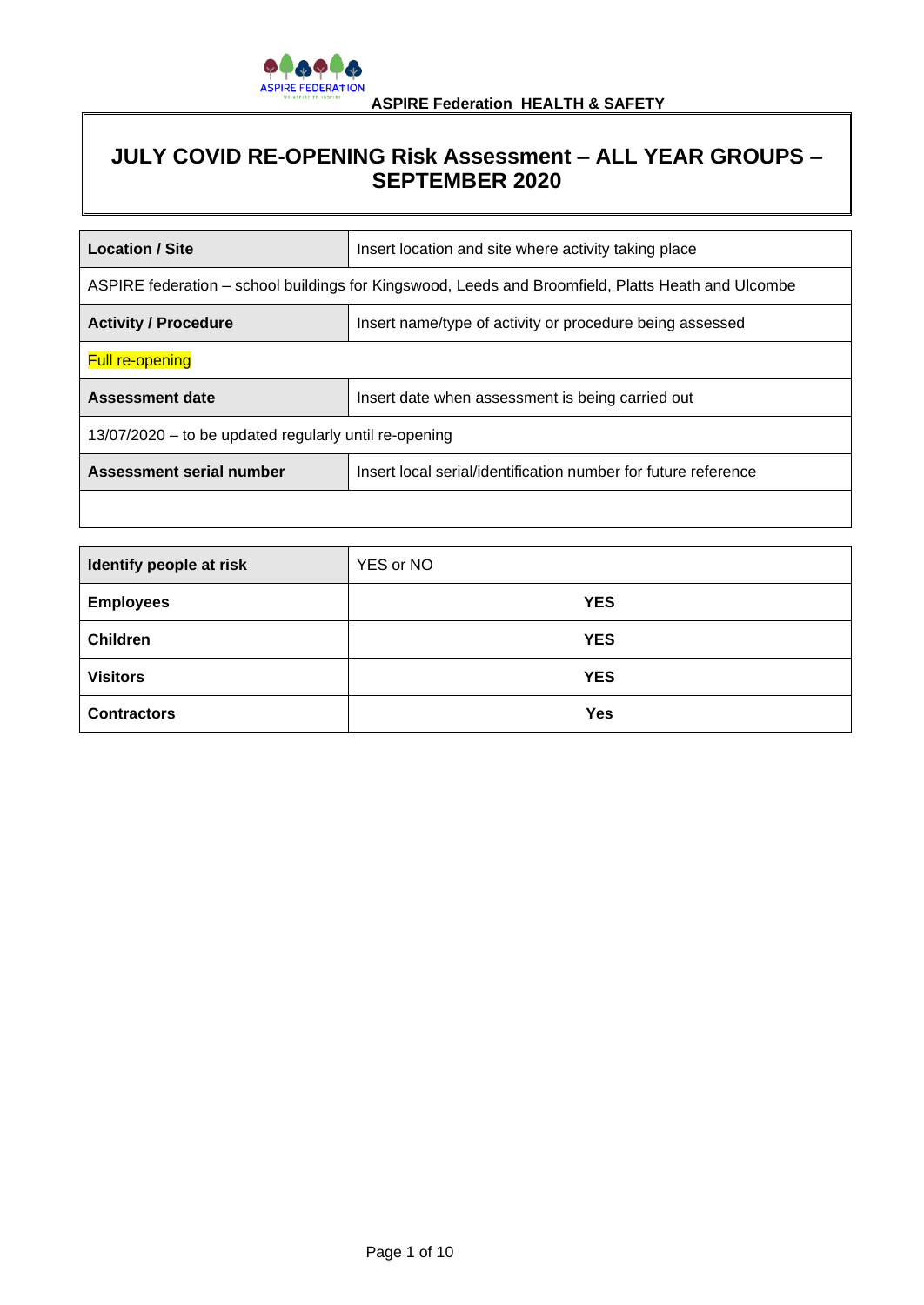ASPIRE Federation HEALTH & SAFETY

# JULY COVID RE-OPENING Risk Assessment – ALL YEAR GROUPS – SEPTEMBER 2020

| **Location / Site** | Insert location and site where activity taking place |
|---|---|
| ASPIRE federation – school buildings for Kingswood, Leeds and Broomfield, Platts Heath and Ulcombe | |
| **Activity / Procedure** | Insert name/type of activity or procedure being assessed |
| Full re-opening | |
| **Assessment date** | Insert date when assessment is being carried out |
| 13/07/2020 – to be updated regularly until re-opening | |
| **Assessment serial number** | Insert local serial/identification number for future reference |
| | |

| **Identify people at risk** | YES or NO |
|---|---|
| **Employees** | **YES** |
| **Children** | **YES** |
| **Visitors** | **YES** |
| **Contractors** | **Yes** |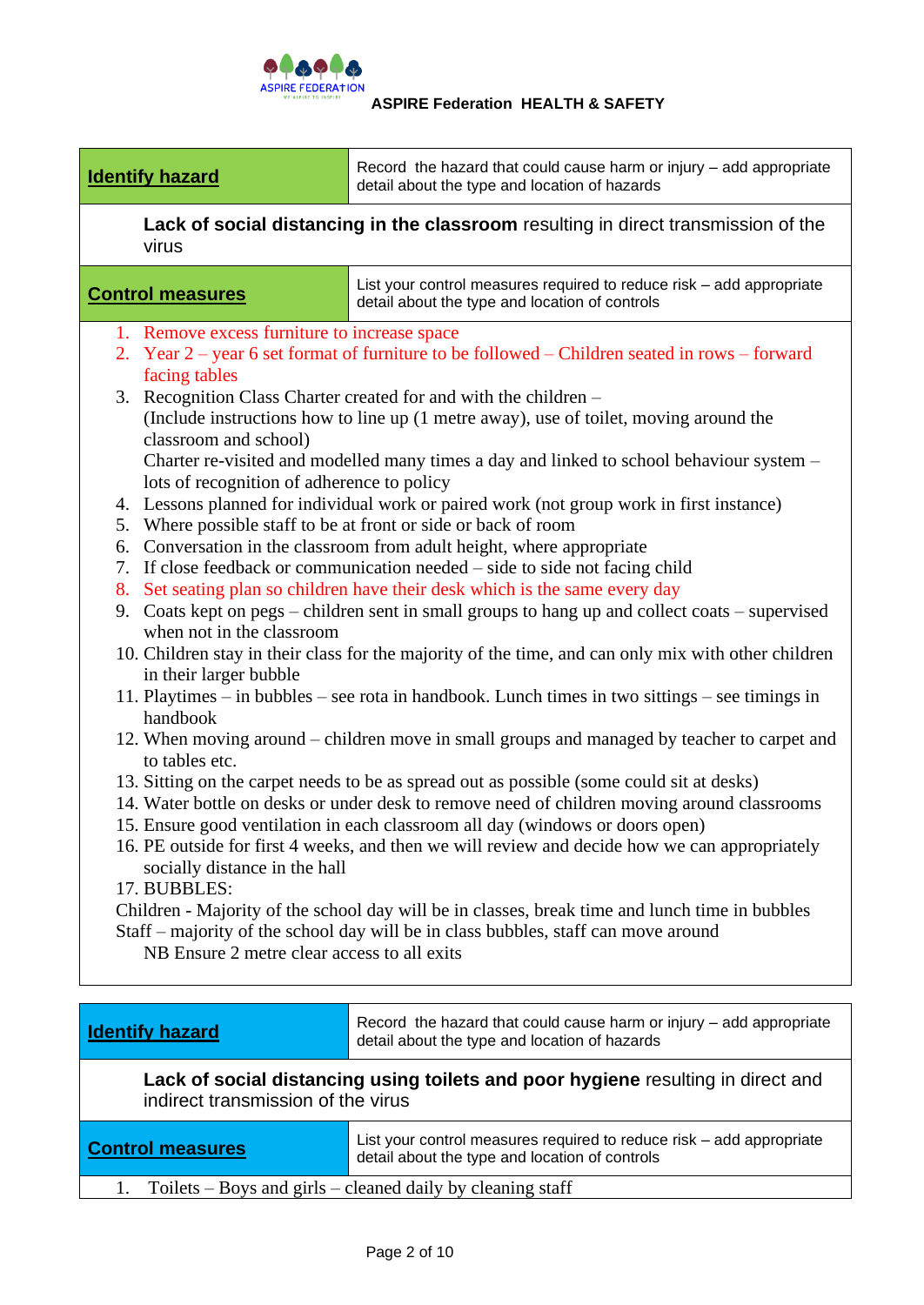ASPIRE Federation HEALTH & SAFETY

| **Identify hazard** | Record the hazard that could cause harm or injury – add appropriate detail about the type and location of hazards |
|---|---|

**Lack of social distancing in the classroom** resulting in direct transmission of the virus

| **Control measures** | List your control measures required to reduce risk – add appropriate detail about the type and location of controls |
|---|---|

1. Remove excess furniture to increase space
2. Year 2 – year 6 set format of furniture to be followed – Children seated in rows – forward facing tables
3. Recognition Class Charter created for and with the children –
   (Include instructions how to line up (1 metre away), use of toilet, moving around the classroom and school)
   Charter re-visited and modelled many times a day and linked to school behaviour system – lots of recognition of adherence to policy
4. Lessons planned for individual work or paired work (not group work in first instance)
5. Where possible staff to be at front or side or back of room
6. Conversation in the classroom from adult height, where appropriate
7. If close feedback or communication needed – side to side not facing child
8. Set seating plan so children have their desk which is the same every day
9. Coats kept on pegs – children sent in small groups to hang up and collect coats – supervised when not in the classroom
10. Children stay in their class for the majority of the time, and can only mix with other children in their larger bubble
11. Playtimes – in bubbles – see rota in handbook. Lunch times in two sittings – see timings in handbook
12. When moving around – children move in small groups and managed by teacher to carpet and to tables etc.
13. Sitting on the carpet needs to be as spread out as possible (some could sit at desks)
14. Water bottle on desks or under desk to remove need of children moving around classrooms
15. Ensure good ventilation in each classroom all day (windows or doors open)
16. PE outside for first 4 weeks, and then we will review and decide how we can appropriately socially distance in the hall
17. BUBBLES:

Children - Majority of the school day will be in classes, break time and lunch time in bubbles
Staff – majority of the school day will be in class bubbles, staff can move around

NB Ensure 2 metre clear access to all exits

| **Identify hazard** | Record the hazard that could cause harm or injury – add appropriate detail about the type and location of hazards |
|---|---|

**Lack of social distancing using toilets and poor hygiene** resulting in direct and indirect transmission of the virus

| **Control measures** | List your control measures required to reduce risk – add appropriate detail about the type and location of controls |
|---|---|

1. Toilets – Boys and girls – cleaned daily by cleaning staff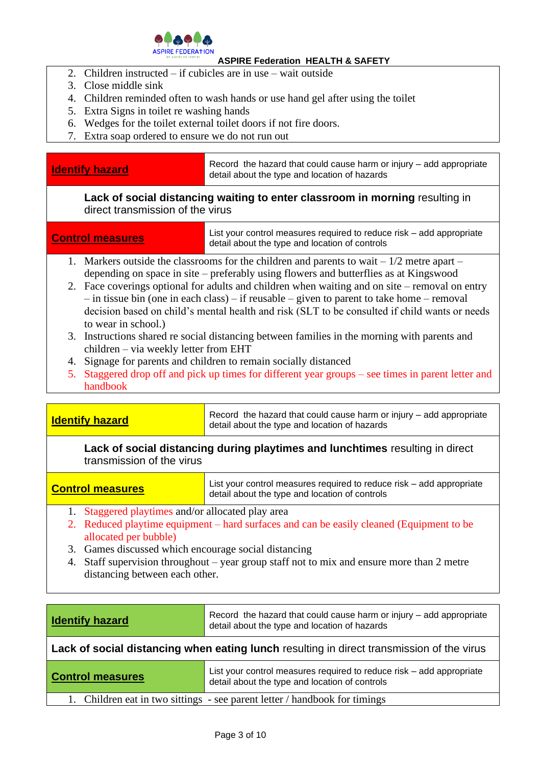2. Children instructed – if cubicles are in use – wait outside
3. Close middle sink
4. Children reminded often to wash hands or use hand gel after using the toilet
5. Extra Signs in toilet re washing hands
6. Wedges for the toilet external toilet doors if not fire doors.
7. Extra soap ordered to ensure we do not run out

| **Identify hazard** | Record the hazard that could cause harm or injury – add appropriate detail about the type and location of hazards |
|---|---|

**Lack of social distancing waiting to enter classroom in morning** resulting in direct transmission of the virus

| **Control measures** | List your control measures required to reduce risk – add appropriate detail about the type and location of controls |
|---|---|

1. Markers outside the classrooms for the children and parents to wait – 1/2 metre apart – depending on space in site – preferably using flowers and butterflies as at Kingswood
2. Face coverings optional for adults and children when waiting and on site – removal on entry – in tissue bin (one in each class) – if reusable – given to parent to take home – removal decision based on child's mental health and risk (SLT to be consulted if child wants or needs to wear in school.)
3. Instructions shared re social distancing between families in the morning with parents and children – via weekly letter from EHT
4. Signage for parents and children to remain socially distanced
5. Staggered drop off and pick up times for different year groups – see times in parent letter and handbook

| **Identify hazard** | Record the hazard that could cause harm or injury – add appropriate detail about the type and location of hazards |
|---|---|

**Lack of social distancing during playtimes and lunchtimes** resulting in direct transmission of the virus

| **Control measures** | List your control measures required to reduce risk – add appropriate detail about the type and location of controls |
|---|---|

1. Staggered playtimes and/or allocated play area
2. Reduced playtime equipment – hard surfaces and can be easily cleaned (Equipment to be allocated per bubble)
3. Games discussed which encourage social distancing
4. Staff supervision throughout – year group staff not to mix and ensure more than 2 metre distancing between each other.

| **Identify hazard** | Record the hazard that could cause harm or injury – add appropriate detail about the type and location of hazards |
|---|---|

**Lack of social distancing when eating lunch** resulting in direct transmission of the virus

| **Control measures** | List your control measures required to reduce risk – add appropriate detail about the type and location of controls |
|---|---|

1. Children eat in two sittings - see parent letter / handbook for timings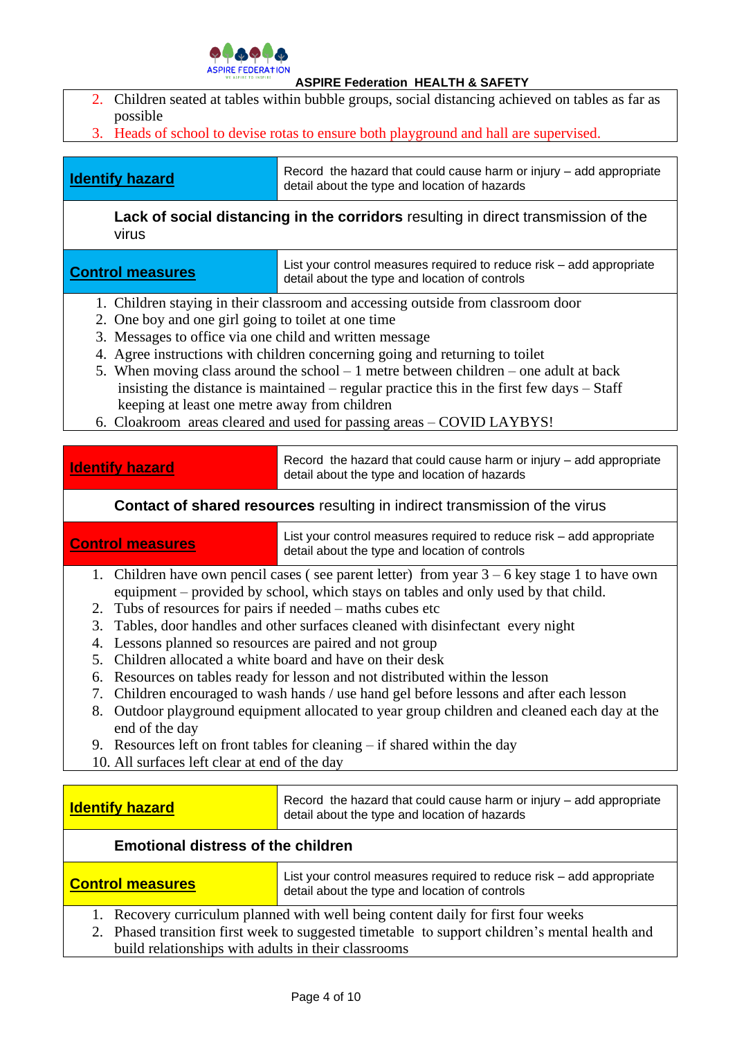2. Children seated at tables within bubble groups, social distancing achieved on tables as far as possible
3. Heads of school to devise rotas to ensure both playground and hall are supervised.

| **Identify hazard** | Record the hazard that could cause harm or injury – add appropriate detail about the type and location of hazards |
|---|---|

**Lack of social distancing in the corridors** resulting in direct transmission of the virus

| **Control measures** | List your control measures required to reduce risk – add appropriate detail about the type and location of controls |
|---|---|

1. Children staying in their classroom and accessing outside from classroom door
2. One boy and one girl going to toilet at one time
3. Messages to office via one child and written message
4. Agree instructions with children concerning going and returning to toilet
5. When moving class around the school – 1 metre between children – one adult at back insisting the distance is maintained – regular practice this in the first few days – Staff keeping at least one metre away from children
6. Cloakroom areas cleared and used for passing areas – COVID LAYBYS!

| **Identify hazard** | Record the hazard that could cause harm or injury – add appropriate detail about the type and location of hazards |
|---|---|

**Contact of shared resources** resulting in indirect transmission of the virus

| **Control measures** | List your control measures required to reduce risk – add appropriate detail about the type and location of controls |
|---|---|

1. Children have own pencil cases ( see parent letter) from year 3 – 6 key stage 1 to have own equipment – provided by school, which stays on tables and only used by that child.
2. Tubs of resources for pairs if needed – maths cubes etc
3. Tables, door handles and other surfaces cleaned with disinfectant every night
4. Lessons planned so resources are paired and not group
5. Children allocated a white board and have on their desk
6. Resources on tables ready for lesson and not distributed within the lesson
7. Children encouraged to wash hands / use hand gel before lessons and after each lesson
8. Outdoor playground equipment allocated to year group children and cleaned each day at the end of the day
9. Resources left on front tables for cleaning – if shared within the day
10. All surfaces left clear at end of the day

| **Identify hazard** | Record the hazard that could cause harm or injury – add appropriate detail about the type and location of hazards |
|---|---|

**Emotional distress of the children**

| **Control measures** | List your control measures required to reduce risk – add appropriate detail about the type and location of controls |
|---|---|

1. Recovery curriculum planned with well being content daily for first four weeks
2. Phased transition first week to suggested timetable to support children's mental health and build relationships with adults in their classrooms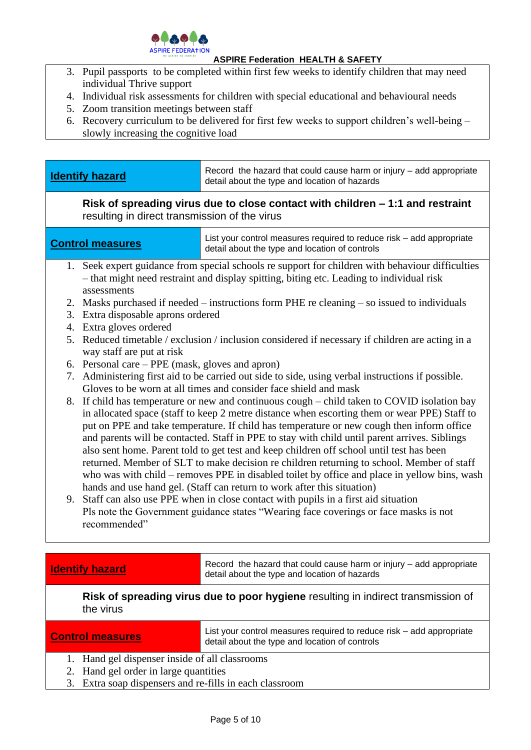3. Pupil passports to be completed within first few weeks to identify children that may need individual Thrive support
4. Individual risk assessments for children with special educational and behavioural needs
5. Zoom transition meetings between staff
6. Recovery curriculum to be delivered for first few weeks to support children's well-being – slowly increasing the cognitive load

| **Identify hazard** | Record the hazard that could cause harm or injury – add appropriate detail about the type and location of hazards |
|---|---|

**Risk of spreading virus due to close contact with children – 1:1 and restraint** resulting in direct transmission of the virus

| **Control measures** | List your control measures required to reduce risk – add appropriate detail about the type and location of controls |
|---|---|

1. Seek expert guidance from special schools re support for children with behaviour difficulties – that might need restraint and display spitting, biting etc. Leading to individual risk assessments
2. Masks purchased if needed – instructions form PHE re cleaning – so issued to individuals
3. Extra disposable aprons ordered
4. Extra gloves ordered
5. Reduced timetable / exclusion / inclusion considered if necessary if children are acting in a way staff are put at risk
6. Personal care – PPE (mask, gloves and apron)
7. Administering first aid to be carried out side to side, using verbal instructions if possible. Gloves to be worn at all times and consider face shield and mask
8. If child has temperature or new and continuous cough – child taken to COVID isolation bay in allocated space (staff to keep 2 metre distance when escorting them or wear PPE) Staff to put on PPE and take temperature. If child has temperature or new cough then inform office and parents will be contacted. Staff in PPE to stay with child until parent arrives. Siblings also sent home. Parent told to get test and keep children off school until test has been returned. Member of SLT to make decision re children returning to school. Member of staff who was with child – removes PPE in disabled toilet by office and place in yellow bins, wash hands and use hand gel. (Staff can return to work after this situation)
9. Staff can also use PPE when in close contact with pupils in a first aid situation
   Pls note the Government guidance states "Wearing face coverings or face masks is not recommended"

| **Identify hazard** | Record the hazard that could cause harm or injury – add appropriate detail about the type and location of hazards |
|---|---|

**Risk of spreading virus due to poor hygiene** resulting in indirect transmission of the virus

| **Control measures** | List your control measures required to reduce risk – add appropriate detail about the type and location of controls |
|---|---|

1. Hand gel dispenser inside of all classrooms
2. Hand gel order in large quantities
3. Extra soap dispensers and re-fills in each classroom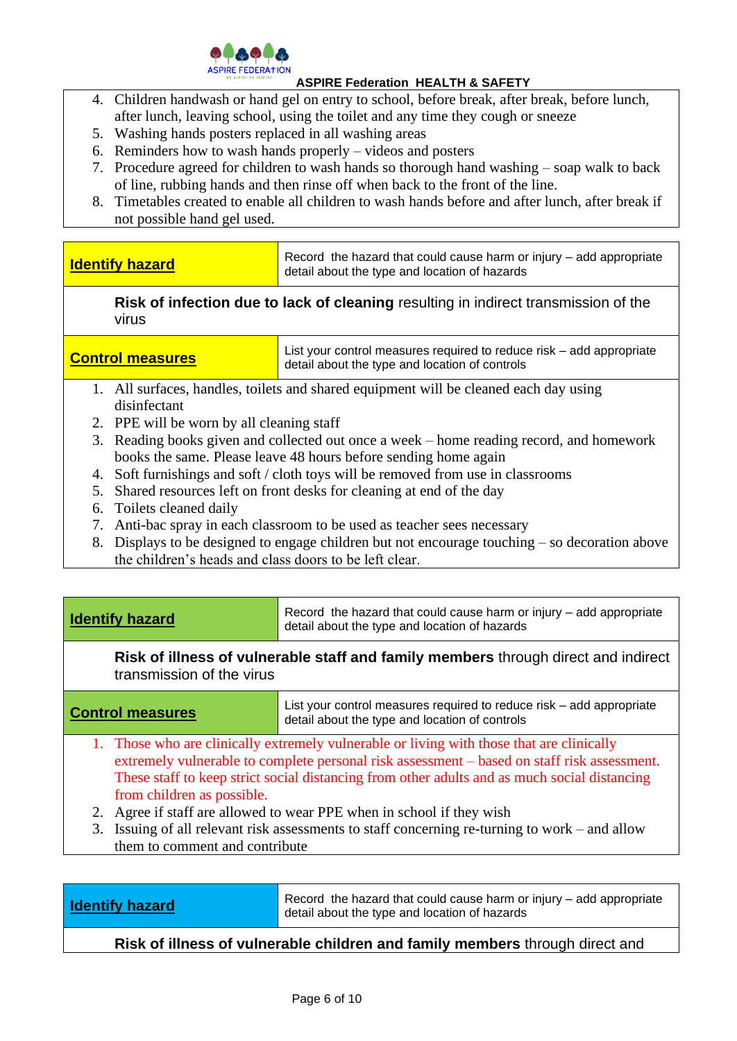4. Children handwash or hand gel on entry to school, before break, after break, before lunch, after lunch, leaving school, using the toilet and any time they cough or sneeze
5. Washing hands posters replaced in all washing areas
6. Reminders how to wash hands properly – videos and posters
7. Procedure agreed for children to wash hands so thorough hand washing – soap walk to back of line, rubbing hands and then rinse off when back to the front of the line.
8. Timetables created to enable all children to wash hands before and after lunch, after break if not possible hand gel used.

| **Identify hazard** | Record the hazard that could cause harm or injury – add appropriate detail about the type and location of hazards |
|---|---|

**Risk of infection due to lack of cleaning** resulting in indirect transmission of the virus

| **Control measures** | List your control measures required to reduce risk – add appropriate detail about the type and location of controls |
|---|---|

1. All surfaces, handles, toilets and shared equipment will be cleaned each day using disinfectant
2. PPE will be worn by all cleaning staff
3. Reading books given and collected out once a week – home reading record, and homework books the same. Please leave 48 hours before sending home again
4. Soft furnishings and soft / cloth toys will be removed from use in classrooms
5. Shared resources left on front desks for cleaning at end of the day
6. Toilets cleaned daily
7. Anti-bac spray in each classroom to be used as teacher sees necessary
8. Displays to be designed to engage children but not encourage touching – so decoration above the children's heads and class doors to be left clear.

| **Identify hazard** | Record the hazard that could cause harm or injury – add appropriate detail about the type and location of hazards |
|---|---|

**Risk of illness of vulnerable staff and family members** through direct and indirect transmission of the virus

| **Control measures** | List your control measures required to reduce risk – add appropriate detail about the type and location of controls |
|---|---|

1. Those who are clinically extremely vulnerable or living with those that are clinically extremely vulnerable to complete personal risk assessment – based on staff risk assessment. These staff to keep strict social distancing from other adults and as much social distancing from children as possible.
2. Agree if staff are allowed to wear PPE when in school if they wish
3. Issuing of all relevant risk assessments to staff concerning re-turning to work – and allow them to comment and contribute

| **Identify hazard** | Record the hazard that could cause harm or injury – add appropriate detail about the type and location of hazards |
|---|---|

**Risk of illness of vulnerable children and family members** through direct and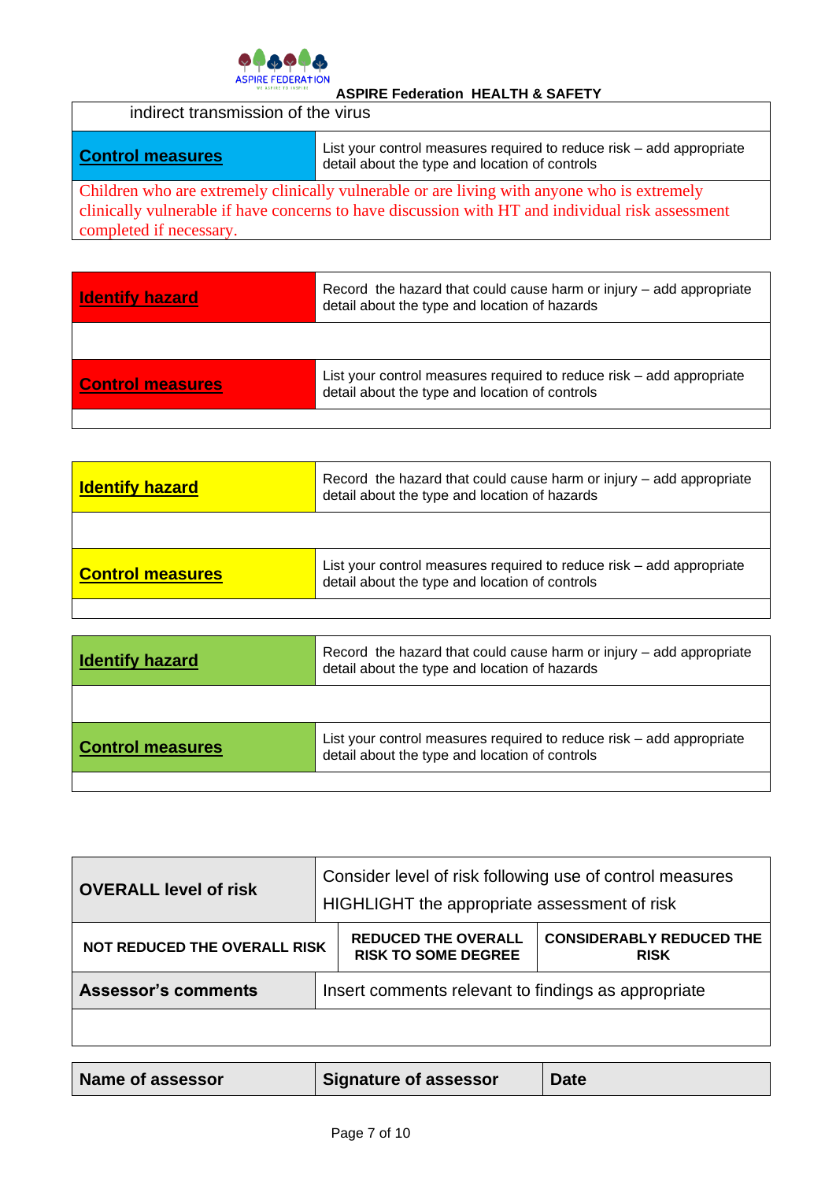indirect transmission of the virus

| **Control measures** | List your control measures required to reduce risk – add appropriate detail about the type and location of controls |
|---|---|
| Children who are extremely clinically vulnerable or are living with anyone who is extremely clinically vulnerable if have concerns to have discussion with HT and individual risk assessment completed if necessary. | |

| **Identify hazard** | Record the hazard that could cause harm or injury – add appropriate detail about the type and location of hazards |
|---|---|
| | |
| **Control measures** | List your control measures required to reduce risk – add appropriate detail about the type and location of controls |
| | |

| **Identify hazard** | Record the hazard that could cause harm or injury – add appropriate detail about the type and location of hazards |
|---|---|
| | |
| **Control measures** | List your control measures required to reduce risk – add appropriate detail about the type and location of controls |
| | |

| **Identify hazard** | Record the hazard that could cause harm or injury – add appropriate detail about the type and location of hazards |
|---|---|
| | |
| **Control measures** | List your control measures required to reduce risk – add appropriate detail about the type and location of controls |
| | |

| **OVERALL level of risk** | Consider level of risk following use of control measures HIGHLIGHT the appropriate assessment of risk | |
|---|---|---|
| **NOT REDUCED THE OVERALL RISK** | **REDUCED THE OVERALL RISK TO SOME DEGREE** | **CONSIDERABLY REDUCED THE RISK** |
| **Assessor's comments** | Insert comments relevant to findings as appropriate | |
| | | |

| **Name of assessor** | **Signature of assessor** | **Date** |
|---|---|---|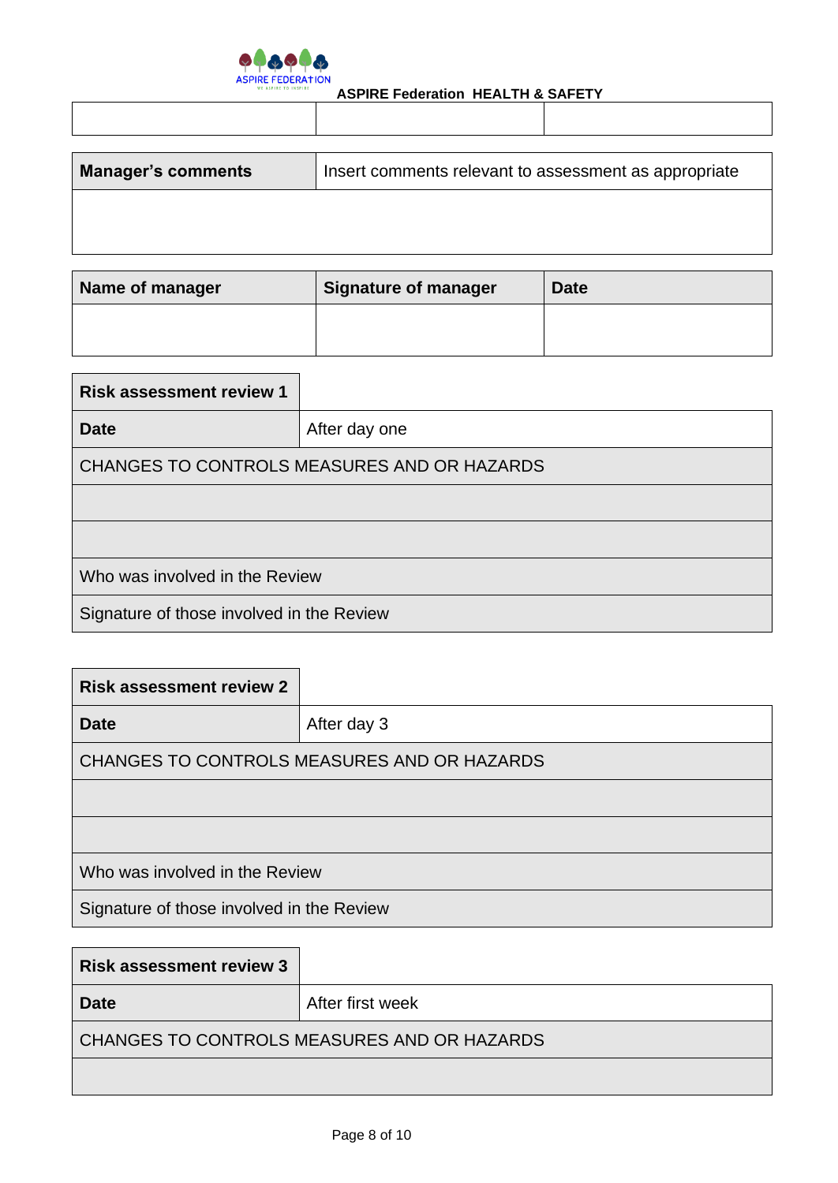| | | |
|---|---|---|
| | | |

| Manager's comments | Insert comments relevant to assessment as appropriate |
|---|---|
| | |

| Name of manager | Signature of manager | Date |
|---|---|---|
| | | |

| Risk assessment review 1 | |
|---|---|
| **Date** | After day one |
| CHANGES TO CONTROLS MEASURES AND OR HAZARDS | |
| | |
| | |
| Who was involved in the Review | |
| Signature of those involved in the Review | |

| Risk assessment review 2 | |
|---|---|
| **Date** | After day 3 |
| CHANGES TO CONTROLS MEASURES AND OR HAZARDS | |
| | |
| | |
| Who was involved in the Review | |
| Signature of those involved in the Review | |

| Risk assessment review 3 | |
|---|---|
| **Date** | After first week |
| CHANGES TO CONTROLS MEASURES AND OR HAZARDS | |
| | |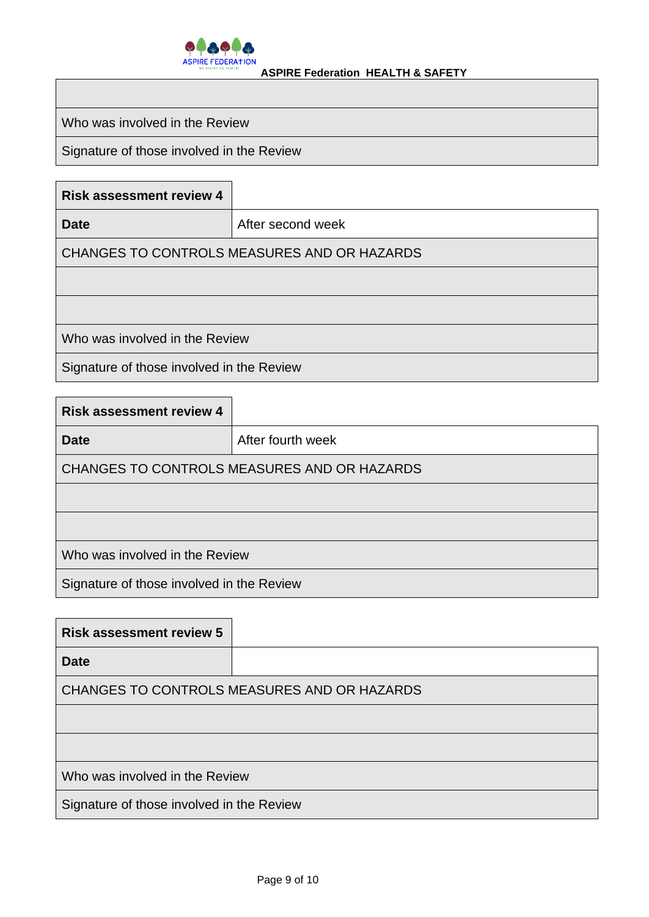| |
|---|
| Who was involved in the Review |
| Signature of those involved in the Review |

| **Risk assessment review 4** | |
|---|---|
| **Date** | After second week |
| CHANGES TO CONTROLS MEASURES AND OR HAZARDS | |
| | |
| | |
| Who was involved in the Review | |
| Signature of those involved in the Review | |

| **Risk assessment review 4** | |
|---|---|
| **Date** | After fourth week |
| CHANGES TO CONTROLS MEASURES AND OR HAZARDS | |
| | |
| | |
| Who was involved in the Review | |
| Signature of those involved in the Review | |

| **Risk assessment review 5** | |
|---|---|
| **Date** | |
| CHANGES TO CONTROLS MEASURES AND OR HAZARDS | |
| | |
| | |
| Who was involved in the Review | |
| Signature of those involved in the Review | |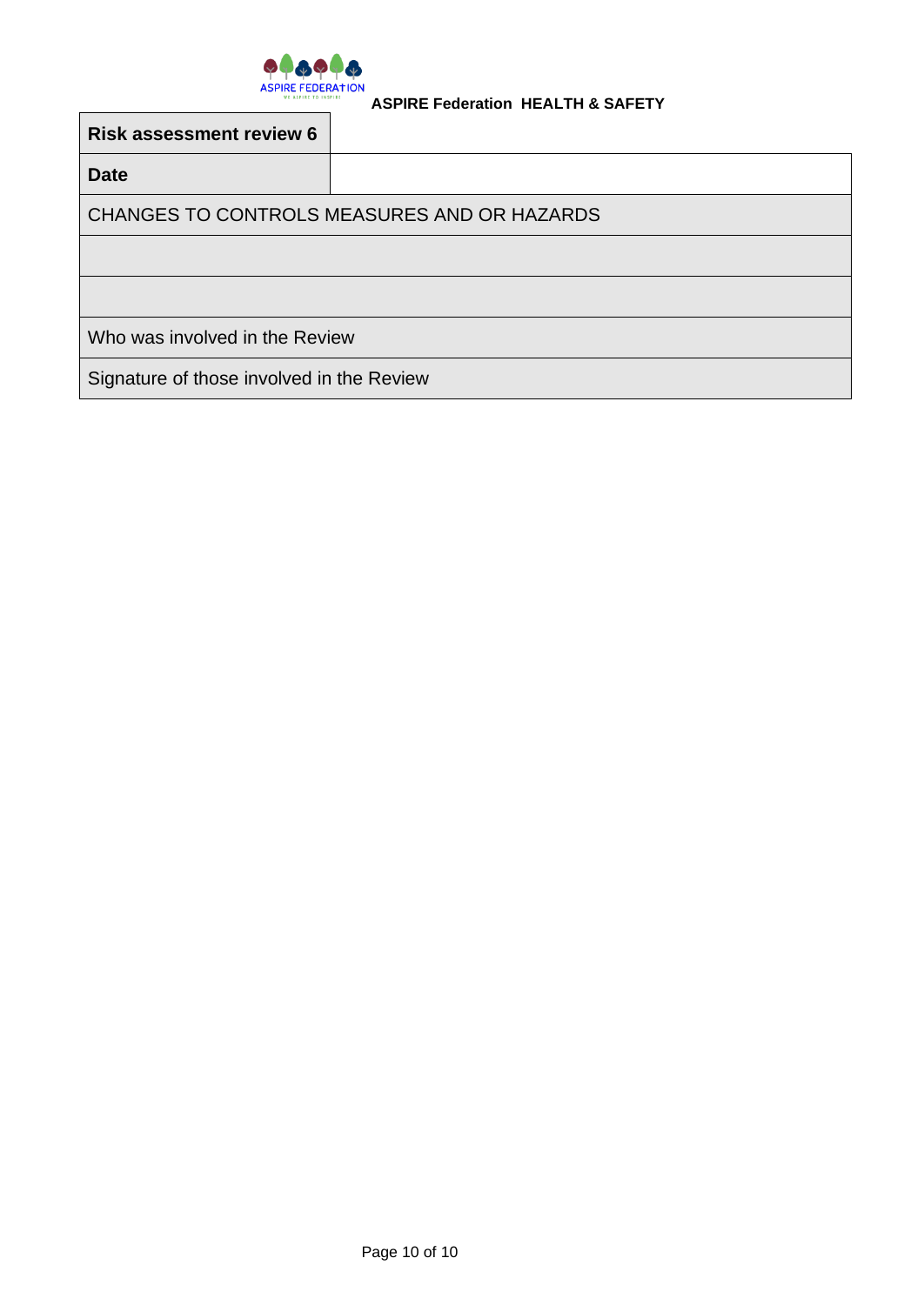ASPIRE Federation HEALTH & SAFETY

| | |
|---|---|
| **Risk assessment review 6** | |
| **Date** | |
| CHANGES TO CONTROLS MEASURES AND OR HAZARDS | |
| | |
| | |
| Who was involved in the Review | |
| Signature of those involved in the Review | |